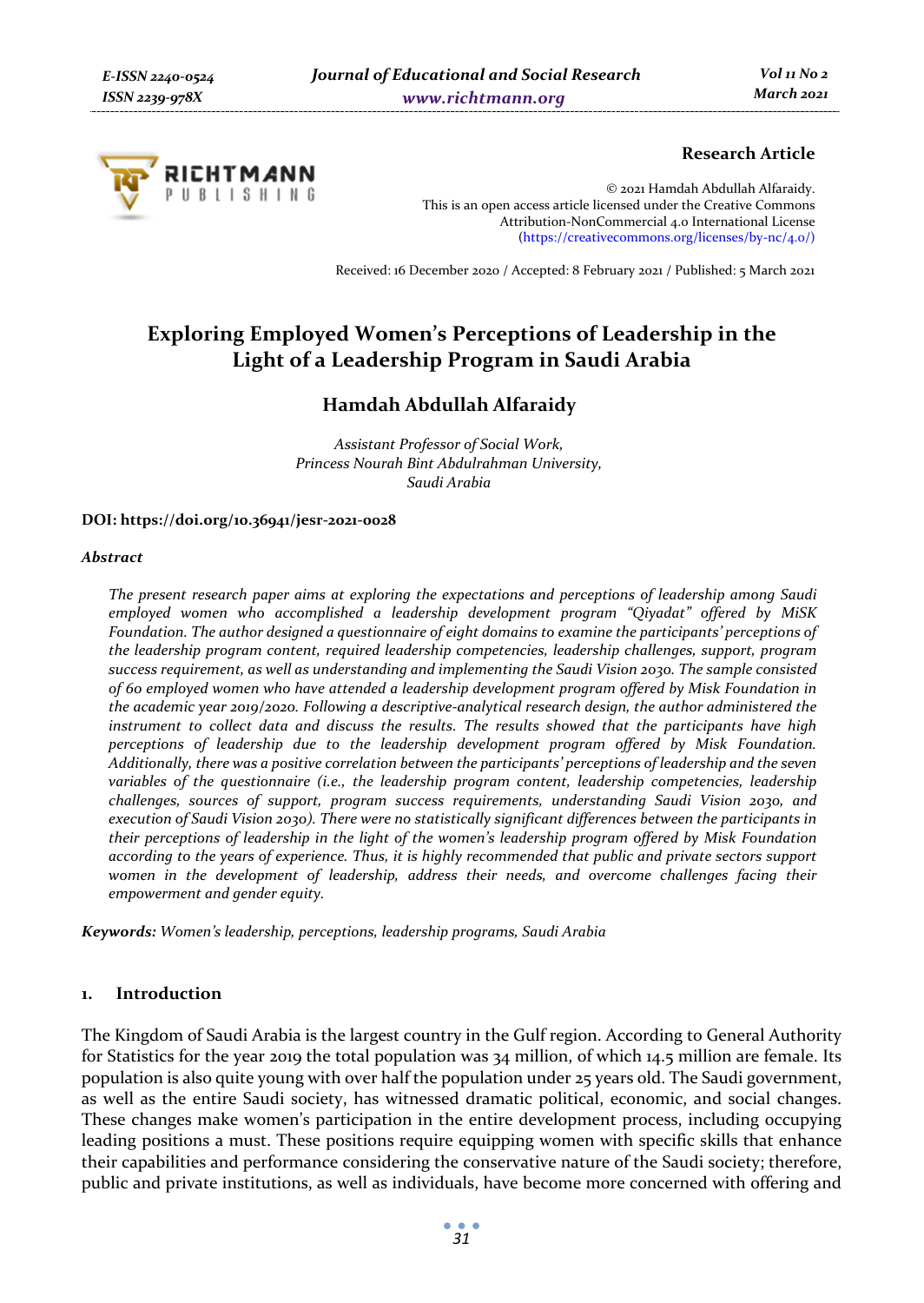Research Article

© 2021 Hamdah Abdullah Alfaraidy.
This is an open access article licensed under the Creative Commons Attribution-NonCommercial 4.0 International License (https://creativecommons.org/licenses/by-nc/4.0/)

Received: 16 December 2020 / Accepted: 8 February 2021 / Published: 5 March 2021

# Exploring Employed Women's Perceptions of Leadership in the Light of a Leadership Program in Saudi Arabia

## Hamdah Abdullah Alfaraidy

*Assistant Professor of Social Work,*
*Princess Nourah Bint Abdulrahman University,*
*Saudi Arabia*

**DOI: https://doi.org/10.36941/jesr-2021-0028**

### *Abstract*

*The present research paper aims at exploring the expectations and perceptions of leadership among Saudi employed women who accomplished a leadership development program "Qiyadat" offered by MiSK Foundation. The author designed a questionnaire of eight domains to examine the participants' perceptions of the leadership program content, required leadership competencies, leadership challenges, support, program success requirement, as well as understanding and implementing the Saudi Vision 2030. The sample consisted of 60 employed women who have attended a leadership development program offered by Misk Foundation in the academic year 2019/2020. Following a descriptive-analytical research design, the author administered the instrument to collect data and discuss the results. The results showed that the participants have high perceptions of leadership due to the leadership development program offered by Misk Foundation. Additionally, there was a positive correlation between the participants' perceptions of leadership and the seven variables of the questionnaire (i.e., the leadership program content, leadership competencies, leadership challenges, sources of support, program success requirements, understanding Saudi Vision 2030, and execution of Saudi Vision 2030). There were no statistically significant differences between the participants in their perceptions of leadership in the light of the women's leadership program offered by Misk Foundation according to the years of experience. Thus, it is highly recommended that public and private sectors support women in the development of leadership, address their needs, and overcome challenges facing their empowerment and gender equity.*

***Keywords:*** *Women's leadership, perceptions, leadership programs, Saudi Arabia*

## 1. Introduction

The Kingdom of Saudi Arabia is the largest country in the Gulf region. According to General Authority for Statistics for the year 2019 the total population was 34 million, of which 14.5 million are female. Its population is also quite young with over half the population under 25 years old. The Saudi government, as well as the entire Saudi society, has witnessed dramatic political, economic, and social changes. These changes make women's participation in the entire development process, including occupying leading positions a must. These positions require equipping women with specific skills that enhance their capabilities and performance considering the conservative nature of the Saudi society; therefore, public and private institutions, as well as individuals, have become more concerned with offering and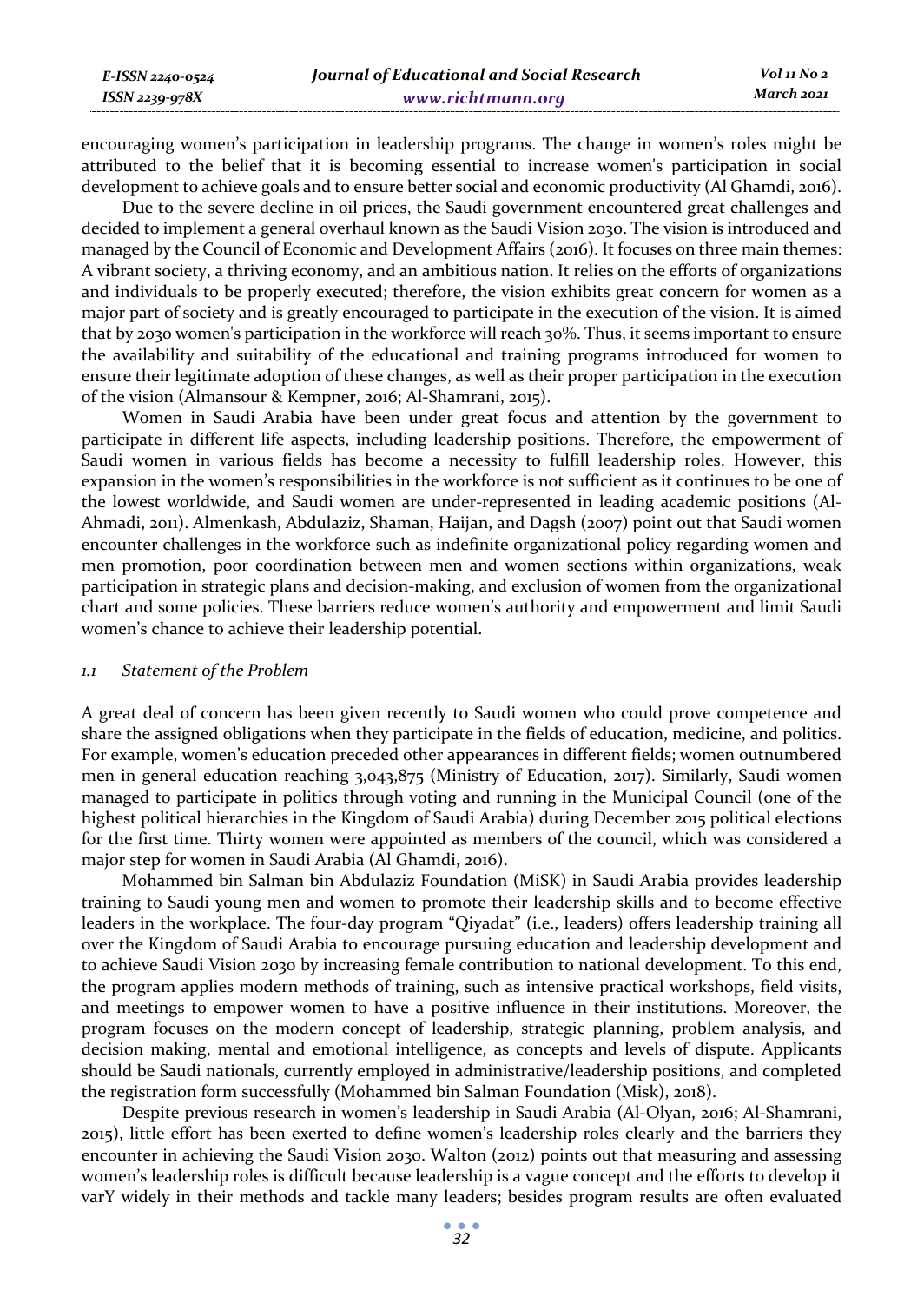encouraging women's participation in leadership programs. The change in women's roles might be attributed to the belief that it is becoming essential to increase women's participation in social development to achieve goals and to ensure better social and economic productivity (Al Ghamdi, 2016).

Due to the severe decline in oil prices, the Saudi government encountered great challenges and decided to implement a general overhaul known as the Saudi Vision 2030. The vision is introduced and managed by the Council of Economic and Development Affairs (2016). It focuses on three main themes: A vibrant society, a thriving economy, and an ambitious nation. It relies on the efforts of organizations and individuals to be properly executed; therefore, the vision exhibits great concern for women as a major part of society and is greatly encouraged to participate in the execution of the vision. It is aimed that by 2030 women's participation in the workforce will reach 30%. Thus, it seems important to ensure the availability and suitability of the educational and training programs introduced for women to ensure their legitimate adoption of these changes, as well as their proper participation in the execution of the vision (Almansour & Kempner, 2016; Al-Shamrani, 2015).

Women in Saudi Arabia have been under great focus and attention by the government to participate in different life aspects, including leadership positions. Therefore, the empowerment of Saudi women in various fields has become a necessity to fulfill leadership roles. However, this expansion in the women's responsibilities in the workforce is not sufficient as it continues to be one of the lowest worldwide, and Saudi women are under-represented in leading academic positions (Al-Ahmadi, 2011). Almenkash, Abdulaziz, Shaman, Haijan, and Dagsh (2007) point out that Saudi women encounter challenges in the workforce such as indefinite organizational policy regarding women and men promotion, poor coordination between men and women sections within organizations, weak participation in strategic plans and decision-making, and exclusion of women from the organizational chart and some policies. These barriers reduce women's authority and empowerment and limit Saudi women's chance to achieve their leadership potential.

### *1.1 Statement of the Problem*

A great deal of concern has been given recently to Saudi women who could prove competence and share the assigned obligations when they participate in the fields of education, medicine, and politics. For example, women's education preceded other appearances in different fields; women outnumbered men in general education reaching 3,043,875 (Ministry of Education, 2017). Similarly, Saudi women managed to participate in politics through voting and running in the Municipal Council (one of the highest political hierarchies in the Kingdom of Saudi Arabia) during December 2015 political elections for the first time. Thirty women were appointed as members of the council, which was considered a major step for women in Saudi Arabia (Al Ghamdi, 2016).

Mohammed bin Salman bin Abdulaziz Foundation (MiSK) in Saudi Arabia provides leadership training to Saudi young men and women to promote their leadership skills and to become effective leaders in the workplace. The four-day program "Qiyadat" (i.e., leaders) offers leadership training all over the Kingdom of Saudi Arabia to encourage pursuing education and leadership development and to achieve Saudi Vision 2030 by increasing female contribution to national development. To this end, the program applies modern methods of training, such as intensive practical workshops, field visits, and meetings to empower women to have a positive influence in their institutions. Moreover, the program focuses on the modern concept of leadership, strategic planning, problem analysis, and decision making, mental and emotional intelligence, as concepts and levels of dispute. Applicants should be Saudi nationals, currently employed in administrative/leadership positions, and completed the registration form successfully (Mohammed bin Salman Foundation (Misk), 2018).

Despite previous research in women's leadership in Saudi Arabia (Al-Olyan, 2016; Al-Shamrani, 2015), little effort has been exerted to define women's leadership roles clearly and the barriers they encounter in achieving the Saudi Vision 2030. Walton (2012) points out that measuring and assessing women's leadership roles is difficult because leadership is a vague concept and the efforts to develop it varY widely in their methods and tackle many leaders; besides program results are often evaluated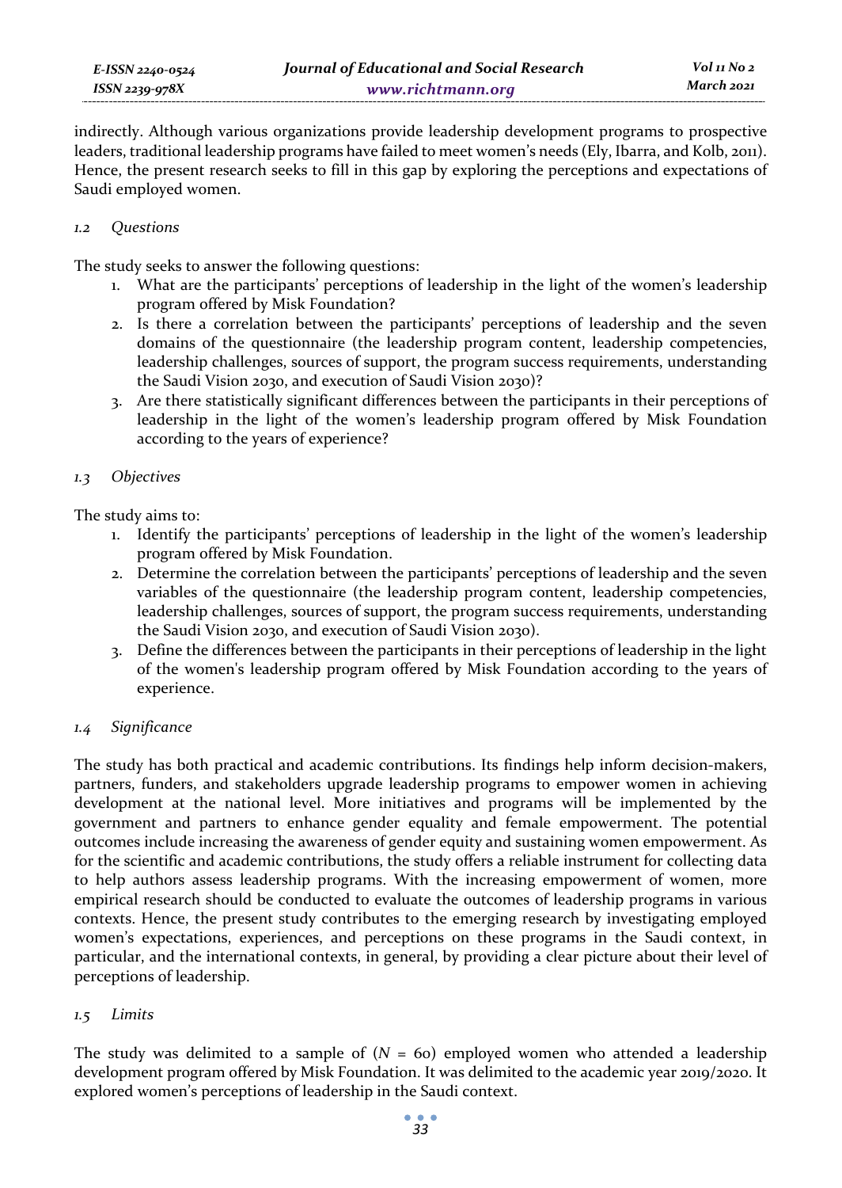indirectly. Although various organizations provide leadership development programs to prospective leaders, traditional leadership programs have failed to meet women's needs (Ely, Ibarra, and Kolb, 2011). Hence, the present research seeks to fill in this gap by exploring the perceptions and expectations of Saudi employed women.

### *1.2 Questions*

The study seeks to answer the following questions:

1. What are the participants' perceptions of leadership in the light of the women's leadership program offered by Misk Foundation?
2. Is there a correlation between the participants' perceptions of leadership and the seven domains of the questionnaire (the leadership program content, leadership competencies, leadership challenges, sources of support, the program success requirements, understanding the Saudi Vision 2030, and execution of Saudi Vision 2030)?
3. Are there statistically significant differences between the participants in their perceptions of leadership in the light of the women's leadership program offered by Misk Foundation according to the years of experience?

### *1.3 Objectives*

The study aims to:

1. Identify the participants' perceptions of leadership in the light of the women's leadership program offered by Misk Foundation.
2. Determine the correlation between the participants' perceptions of leadership and the seven variables of the questionnaire (the leadership program content, leadership competencies, leadership challenges, sources of support, the program success requirements, understanding the Saudi Vision 2030, and execution of Saudi Vision 2030).
3. Define the differences between the participants in their perceptions of leadership in the light of the women's leadership program offered by Misk Foundation according to the years of experience.

### *1.4 Significance*

The study has both practical and academic contributions. Its findings help inform decision-makers, partners, funders, and stakeholders upgrade leadership programs to empower women in achieving development at the national level. More initiatives and programs will be implemented by the government and partners to enhance gender equality and female empowerment. The potential outcomes include increasing the awareness of gender equity and sustaining women empowerment. As for the scientific and academic contributions, the study offers a reliable instrument for collecting data to help authors assess leadership programs. With the increasing empowerment of women, more empirical research should be conducted to evaluate the outcomes of leadership programs in various contexts. Hence, the present study contributes to the emerging research by investigating employed women's expectations, experiences, and perceptions on these programs in the Saudi context, in particular, and the international contexts, in general, by providing a clear picture about their level of perceptions of leadership.

### *1.5 Limits*

The study was delimited to a sample of ($N$ = 60) employed women who attended a leadership development program offered by Misk Foundation. It was delimited to the academic year 2019/2020. It explored women's perceptions of leadership in the Saudi context.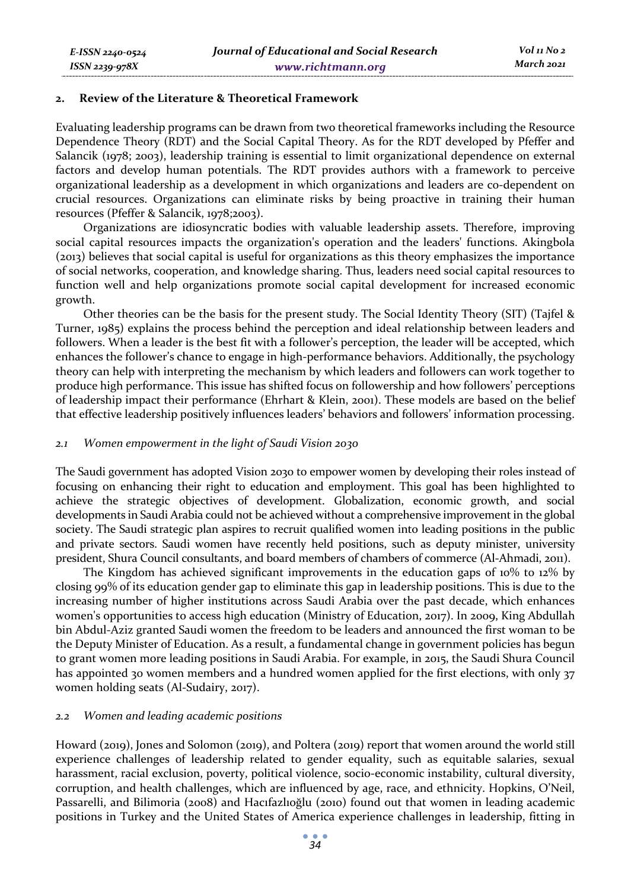## 2. Review of the Literature & Theoretical Framework

Evaluating leadership programs can be drawn from two theoretical frameworks including the Resource Dependence Theory (RDT) and the Social Capital Theory. As for the RDT developed by Pfeffer and Salancik (1978; 2003), leadership training is essential to limit organizational dependence on external factors and develop human potentials. The RDT provides authors with a framework to perceive organizational leadership as a development in which organizations and leaders are co-dependent on crucial resources. Organizations can eliminate risks by being proactive in training their human resources (Pfeffer & Salancik, 1978;2003).

Organizations are idiosyncratic bodies with valuable leadership assets. Therefore, improving social capital resources impacts the organization's operation and the leaders' functions. Akingbola (2013) believes that social capital is useful for organizations as this theory emphasizes the importance of social networks, cooperation, and knowledge sharing. Thus, leaders need social capital resources to function well and help organizations promote social capital development for increased economic growth.

Other theories can be the basis for the present study. The Social Identity Theory (SIT) (Tajfel & Turner, 1985) explains the process behind the perception and ideal relationship between leaders and followers. When a leader is the best fit with a follower's perception, the leader will be accepted, which enhances the follower's chance to engage in high-performance behaviors. Additionally, the psychology theory can help with interpreting the mechanism by which leaders and followers can work together to produce high performance. This issue has shifted focus on followership and how followers' perceptions of leadership impact their performance (Ehrhart & Klein, 2001). These models are based on the belief that effective leadership positively influences leaders' behaviors and followers' information processing.

### *2.1 Women empowerment in the light of Saudi Vision 2030*

The Saudi government has adopted Vision 2030 to empower women by developing their roles instead of focusing on enhancing their right to education and employment. This goal has been highlighted to achieve the strategic objectives of development. Globalization, economic growth, and social developments in Saudi Arabia could not be achieved without a comprehensive improvement in the global society. The Saudi strategic plan aspires to recruit qualified women into leading positions in the public and private sectors. Saudi women have recently held positions, such as deputy minister, university president, Shura Council consultants, and board members of chambers of commerce (Al-Ahmadi, 2011).

The Kingdom has achieved significant improvements in the education gaps of 10% to 12% by closing 99% of its education gender gap to eliminate this gap in leadership positions. This is due to the increasing number of higher institutions across Saudi Arabia over the past decade, which enhances women's opportunities to access high education (Ministry of Education, 2017). In 2009, King Abdullah bin Abdul-Aziz granted Saudi women the freedom to be leaders and announced the first woman to be the Deputy Minister of Education. As a result, a fundamental change in government policies has begun to grant women more leading positions in Saudi Arabia. For example, in 2015, the Saudi Shura Council has appointed 30 women members and a hundred women applied for the first elections, with only 37 women holding seats (Al-Sudairy, 2017).

### *2.2 Women and leading academic positions*

Howard (2019), Jones and Solomon (2019), and Poltera (2019) report that women around the world still experience challenges of leadership related to gender equality, such as equitable salaries, sexual harassment, racial exclusion, poverty, political violence, socio-economic instability, cultural diversity, corruption, and health challenges, which are influenced by age, race, and ethnicity. Hopkins, O'Neil, Passarelli, and Bilimoria (2008) and Hacıfazlıoğlu (2010) found out that women in leading academic positions in Turkey and the United States of America experience challenges in leadership, fitting in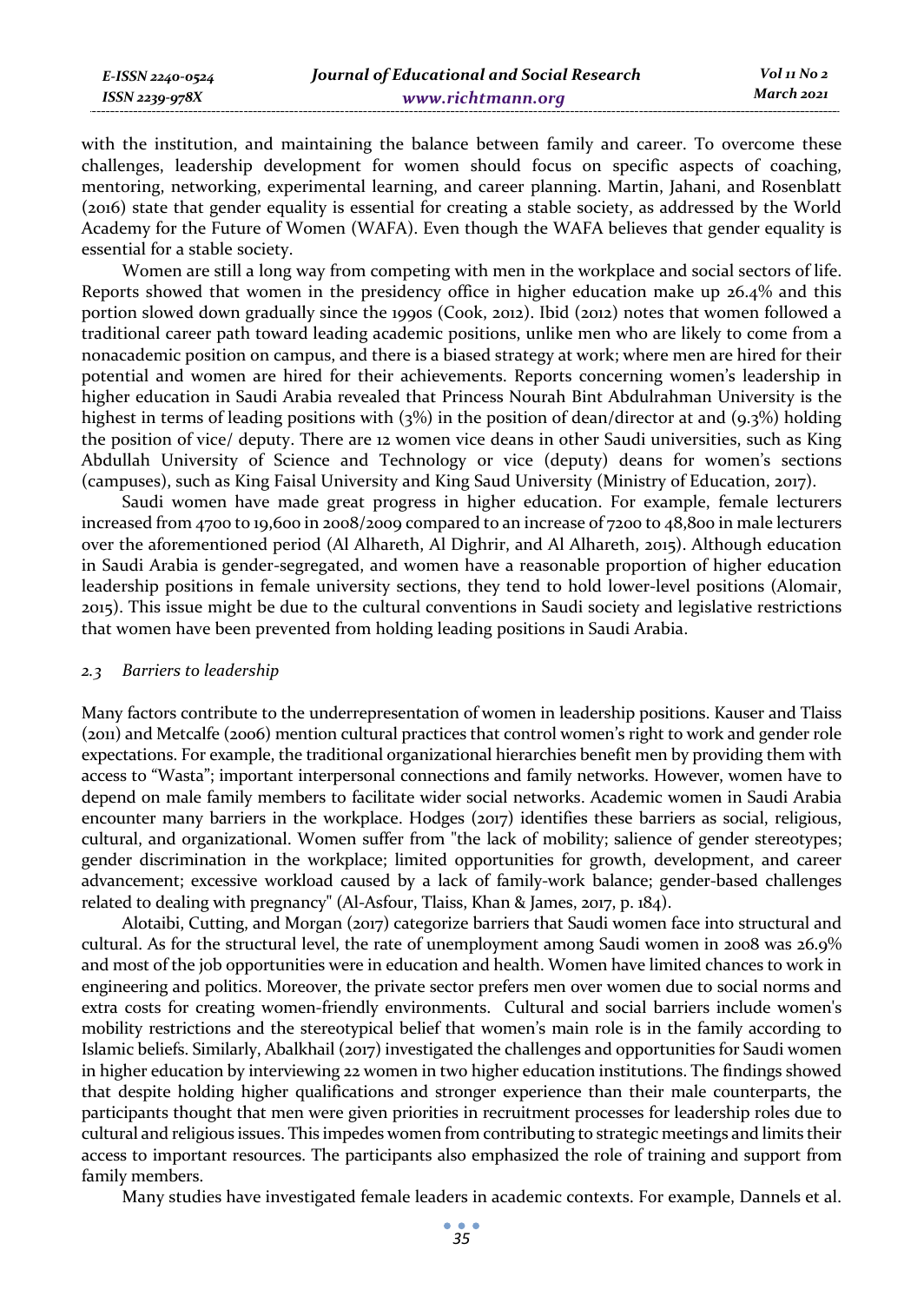with the institution, and maintaining the balance between family and career. To overcome these challenges, leadership development for women should focus on specific aspects of coaching, mentoring, networking, experimental learning, and career planning. Martin, Jahani, and Rosenblatt (2016) state that gender equality is essential for creating a stable society, as addressed by the World Academy for the Future of Women (WAFA). Even though the WAFA believes that gender equality is essential for a stable society.

Women are still a long way from competing with men in the workplace and social sectors of life. Reports showed that women in the presidency office in higher education make up 26.4% and this portion slowed down gradually since the 1990s (Cook, 2012). Ibid (2012) notes that women followed a traditional career path toward leading academic positions, unlike men who are likely to come from a nonacademic position on campus, and there is a biased strategy at work; where men are hired for their potential and women are hired for their achievements. Reports concerning women's leadership in higher education in Saudi Arabia revealed that Princess Nourah Bint Abdulrahman University is the highest in terms of leading positions with (3%) in the position of dean/director at and (9.3%) holding the position of vice/ deputy. There are 12 women vice deans in other Saudi universities, such as King Abdullah University of Science and Technology or vice (deputy) deans for women's sections (campuses), such as King Faisal University and King Saud University (Ministry of Education, 2017).

Saudi women have made great progress in higher education. For example, female lecturers increased from 4700 to 19,600 in 2008/2009 compared to an increase of 7200 to 48,800 in male lecturers over the aforementioned period (Al Alhareth, Al Dighrir, and Al Alhareth, 2015). Although education in Saudi Arabia is gender-segregated, and women have a reasonable proportion of higher education leadership positions in female university sections, they tend to hold lower-level positions (Alomair, 2015). This issue might be due to the cultural conventions in Saudi society and legislative restrictions that women have been prevented from holding leading positions in Saudi Arabia.

### *2.3 Barriers to leadership*

Many factors contribute to the underrepresentation of women in leadership positions. Kauser and Tlaiss (2011) and Metcalfe (2006) mention cultural practices that control women's right to work and gender role expectations. For example, the traditional organizational hierarchies benefit men by providing them with access to "Wasta"; important interpersonal connections and family networks. However, women have to depend on male family members to facilitate wider social networks. Academic women in Saudi Arabia encounter many barriers in the workplace. Hodges (2017) identifies these barriers as social, religious, cultural, and organizational. Women suffer from "the lack of mobility; salience of gender stereotypes; gender discrimination in the workplace; limited opportunities for growth, development, and career advancement; excessive workload caused by a lack of family-work balance; gender-based challenges related to dealing with pregnancy" (Al-Asfour, Tlaiss, Khan & James, 2017, p. 184).

Alotaibi, Cutting, and Morgan (2017) categorize barriers that Saudi women face into structural and cultural. As for the structural level, the rate of unemployment among Saudi women in 2008 was 26.9% and most of the job opportunities were in education and health. Women have limited chances to work in engineering and politics. Moreover, the private sector prefers men over women due to social norms and extra costs for creating women-friendly environments. Cultural and social barriers include women's mobility restrictions and the stereotypical belief that women's main role is in the family according to Islamic beliefs. Similarly, Abalkhail (2017) investigated the challenges and opportunities for Saudi women in higher education by interviewing 22 women in two higher education institutions. The findings showed that despite holding higher qualifications and stronger experience than their male counterparts, the participants thought that men were given priorities in recruitment processes for leadership roles due to cultural and religious issues. This impedes women from contributing to strategic meetings and limits their access to important resources. The participants also emphasized the role of training and support from family members.

Many studies have investigated female leaders in academic contexts. For example, Dannels et al.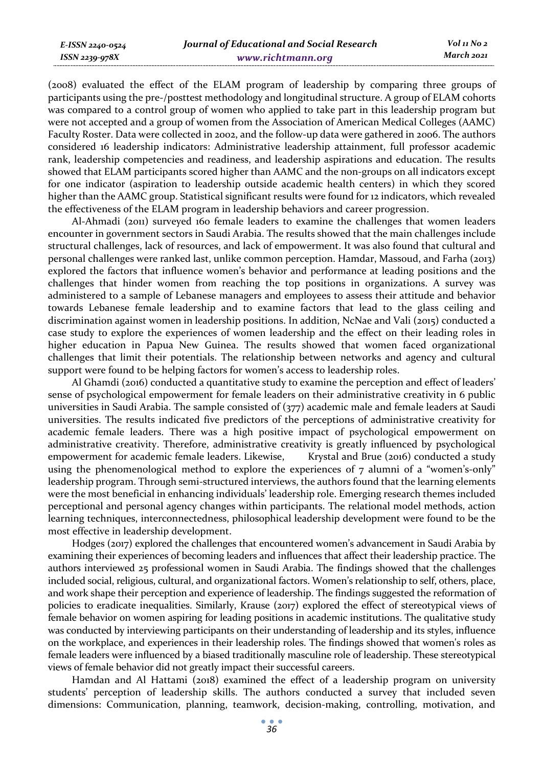(2008) evaluated the effect of the ELAM program of leadership by comparing three groups of participants using the pre-/posttest methodology and longitudinal structure. A group of ELAM cohorts was compared to a control group of women who applied to take part in this leadership program but were not accepted and a group of women from the Association of American Medical Colleges (AAMC) Faculty Roster. Data were collected in 2002, and the follow-up data were gathered in 2006. The authors considered 16 leadership indicators: Administrative leadership attainment, full professor academic rank, leadership competencies and readiness, and leadership aspirations and education. The results showed that ELAM participants scored higher than AAMC and the non-groups on all indicators except for one indicator (aspiration to leadership outside academic health centers) in which they scored higher than the AAMC group. Statistical significant results were found for 12 indicators, which revealed the effectiveness of the ELAM program in leadership behaviors and career progression.

Al-Ahmadi (2011) surveyed 160 female leaders to examine the challenges that women leaders encounter in government sectors in Saudi Arabia. The results showed that the main challenges include structural challenges, lack of resources, and lack of empowerment. It was also found that cultural and personal challenges were ranked last, unlike common perception. Hamdar, Massoud, and Farha (2013) explored the factors that influence women's behavior and performance at leading positions and the challenges that hinder women from reaching the top positions in organizations. A survey was administered to a sample of Lebanese managers and employees to assess their attitude and behavior towards Lebanese female leadership and to examine factors that lead to the glass ceiling and discrimination against women in leadership positions. In addition, NcNae and Vali (2015) conducted a case study to explore the experiences of women leadership and the effect on their leading roles in higher education in Papua New Guinea. The results showed that women faced organizational challenges that limit their potentials. The relationship between networks and agency and cultural support were found to be helping factors for women's access to leadership roles.

Al Ghamdi (2016) conducted a quantitative study to examine the perception and effect of leaders' sense of psychological empowerment for female leaders on their administrative creativity in 6 public universities in Saudi Arabia. The sample consisted of (377) academic male and female leaders at Saudi universities. The results indicated five predictors of the perceptions of administrative creativity for academic female leaders. There was a high positive impact of psychological empowerment on administrative creativity. Therefore, administrative creativity is greatly influenced by psychological empowerment for academic female leaders. Likewise, Krystal and Brue (2016) conducted a study using the phenomenological method to explore the experiences of 7 alumni of a "women's-only" leadership program. Through semi-structured interviews, the authors found that the learning elements were the most beneficial in enhancing individuals' leadership role. Emerging research themes included perceptional and personal agency changes within participants. The relational model methods, action learning techniques, interconnectedness, philosophical leadership development were found to be the most effective in leadership development.

Hodges (2017) explored the challenges that encountered women's advancement in Saudi Arabia by examining their experiences of becoming leaders and influences that affect their leadership practice. The authors interviewed 25 professional women in Saudi Arabia. The findings showed that the challenges included social, religious, cultural, and organizational factors. Women's relationship to self, others, place, and work shape their perception and experience of leadership. The findings suggested the reformation of policies to eradicate inequalities. Similarly, Krause (2017) explored the effect of stereotypical views of female behavior on women aspiring for leading positions in academic institutions. The qualitative study was conducted by interviewing participants on their understanding of leadership and its styles, influence on the workplace, and experiences in their leadership roles. The findings showed that women's roles as female leaders were influenced by a biased traditionally masculine role of leadership. These stereotypical views of female behavior did not greatly impact their successful careers.

Hamdan and Al Hattami (2018) examined the effect of a leadership program on university students' perception of leadership skills. The authors conducted a survey that included seven dimensions: Communication, planning, teamwork, decision-making, controlling, motivation, and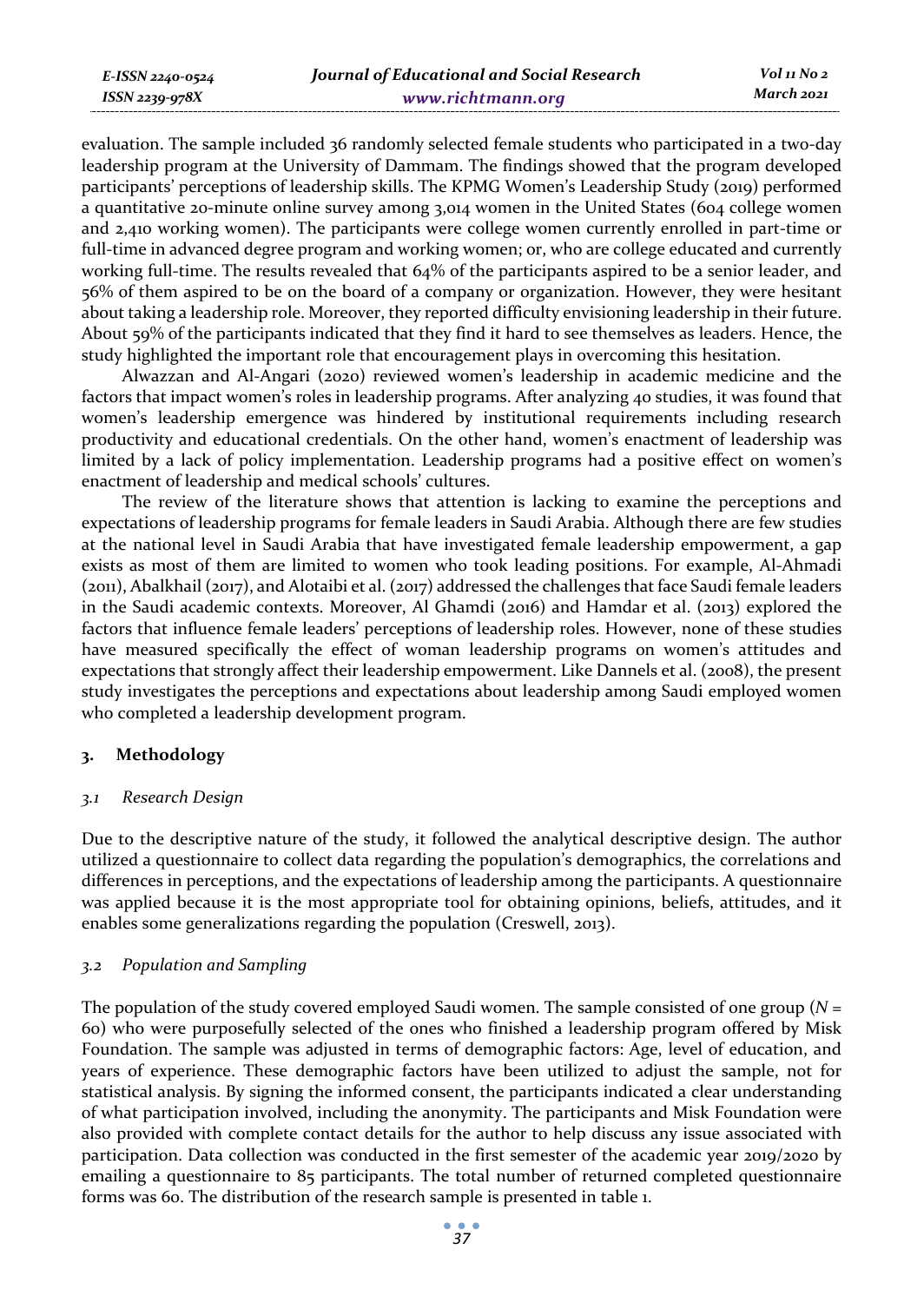evaluation. The sample included 36 randomly selected female students who participated in a two-day leadership program at the University of Dammam. The findings showed that the program developed participants' perceptions of leadership skills. The KPMG Women's Leadership Study (2019) performed a quantitative 20-minute online survey among 3,014 women in the United States (604 college women and 2,410 working women). The participants were college women currently enrolled in part-time or full-time in advanced degree program and working women; or, who are college educated and currently working full-time. The results revealed that 64% of the participants aspired to be a senior leader, and 56% of them aspired to be on the board of a company or organization. However, they were hesitant about taking a leadership role. Moreover, they reported difficulty envisioning leadership in their future. About 59% of the participants indicated that they find it hard to see themselves as leaders. Hence, the study highlighted the important role that encouragement plays in overcoming this hesitation.

Alwazzan and Al-Angari (2020) reviewed women's leadership in academic medicine and the factors that impact women's roles in leadership programs. After analyzing 40 studies, it was found that women's leadership emergence was hindered by institutional requirements including research productivity and educational credentials. On the other hand, women's enactment of leadership was limited by a lack of policy implementation. Leadership programs had a positive effect on women's enactment of leadership and medical schools' cultures.

The review of the literature shows that attention is lacking to examine the perceptions and expectations of leadership programs for female leaders in Saudi Arabia. Although there are few studies at the national level in Saudi Arabia that have investigated female leadership empowerment, a gap exists as most of them are limited to women who took leading positions. For example, Al-Ahmadi (2011), Abalkhail (2017), and Alotaibi et al. (2017) addressed the challenges that face Saudi female leaders in the Saudi academic contexts. Moreover, Al Ghamdi (2016) and Hamdar et al. (2013) explored the factors that influence female leaders' perceptions of leadership roles. However, none of these studies have measured specifically the effect of woman leadership programs on women's attitudes and expectations that strongly affect their leadership empowerment. Like Dannels et al. (2008), the present study investigates the perceptions and expectations about leadership among Saudi employed women who completed a leadership development program.

## 3. Methodology

### *3.1 Research Design*

Due to the descriptive nature of the study, it followed the analytical descriptive design. The author utilized a questionnaire to collect data regarding the population's demographics, the correlations and differences in perceptions, and the expectations of leadership among the participants. A questionnaire was applied because it is the most appropriate tool for obtaining opinions, beliefs, attitudes, and it enables some generalizations regarding the population (Creswell, 2013).

### *3.2 Population and Sampling*

The population of the study covered employed Saudi women. The sample consisted of one group ($N$ = 60) who were purposefully selected of the ones who finished a leadership program offered by Misk Foundation. The sample was adjusted in terms of demographic factors: Age, level of education, and years of experience. These demographic factors have been utilized to adjust the sample, not for statistical analysis. By signing the informed consent, the participants indicated a clear understanding of what participation involved, including the anonymity. The participants and Misk Foundation were also provided with complete contact details for the author to help discuss any issue associated with participation. Data collection was conducted in the first semester of the academic year 2019/2020 by emailing a questionnaire to 85 participants. The total number of returned completed questionnaire forms was 60. The distribution of the research sample is presented in table 1.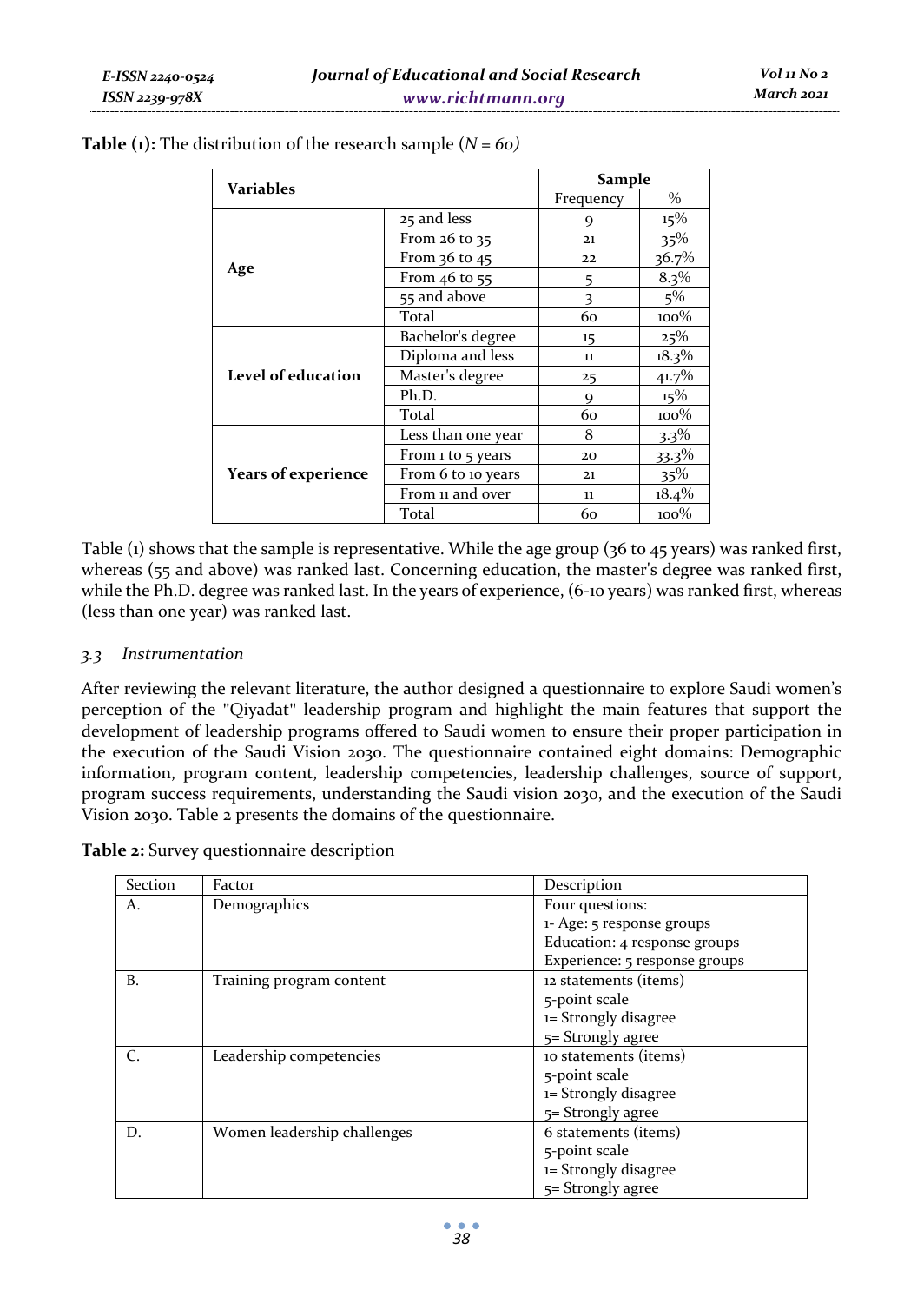**Table (1):** The distribution of the research sample (*N = 60)*

| Variables | | Sample | |
|---|---|---|---|
| | | Frequency | % |
| **Age** | 25 and less | 9 | 15% |
| | From 26 to 35 | 21 | 35% |
| | From 36 to 45 | 22 | 36.7% |
| | From 46 to 55 | 5 | 8.3% |
| | 55 and above | 3 | 5% |
| | Total | 60 | 100% |
| **Level of education** | Bachelor's degree | 15 | 25% |
| | Diploma and less | 11 | 18.3% |
| | Master's degree | 25 | 41.7% |
| | Ph.D. | 9 | 15% |
| | Total | 60 | 100% |
| **Years of experience** | Less than one year | 8 | 3.3% |
| | From 1 to 5 years | 20 | 33.3% |
| | From 6 to 10 years | 21 | 35% |
| | From 11 and over | 11 | 18.4% |
| | Total | 60 | 100% |

Table (1) shows that the sample is representative. While the age group (36 to 45 years) was ranked first, whereas (55 and above) was ranked last. Concerning education, the master's degree was ranked first, while the Ph.D. degree was ranked last. In the years of experience, (6-10 years) was ranked first, whereas (less than one year) was ranked last.

### *3.3 Instrumentation*

After reviewing the relevant literature, the author designed a questionnaire to explore Saudi women's perception of the "Qiyadat" leadership program and highlight the main features that support the development of leadership programs offered to Saudi women to ensure their proper participation in the execution of the Saudi Vision 2030. The questionnaire contained eight domains: Demographic information, program content, leadership competencies, leadership challenges, source of support, program success requirements, understanding the Saudi vision 2030, and the execution of the Saudi Vision 2030. Table 2 presents the domains of the questionnaire.

**Table 2:** Survey questionnaire description

| Section | Factor | Description |
|---|---|---|
| A. | Demographics | Four questions:<br>1- Age: 5 response groups<br>Education: 4 response groups<br>Experience: 5 response groups |
| B. | Training program content | 12 statements (items)<br>5-point scale<br>1= Strongly disagree<br>5= Strongly agree |
| C. | Leadership competencies | 10 statements (items)<br>5-point scale<br>1= Strongly disagree<br>5= Strongly agree |
| D. | Women leadership challenges | 6 statements (items)<br>5-point scale<br>1= Strongly disagree<br>5= Strongly agree |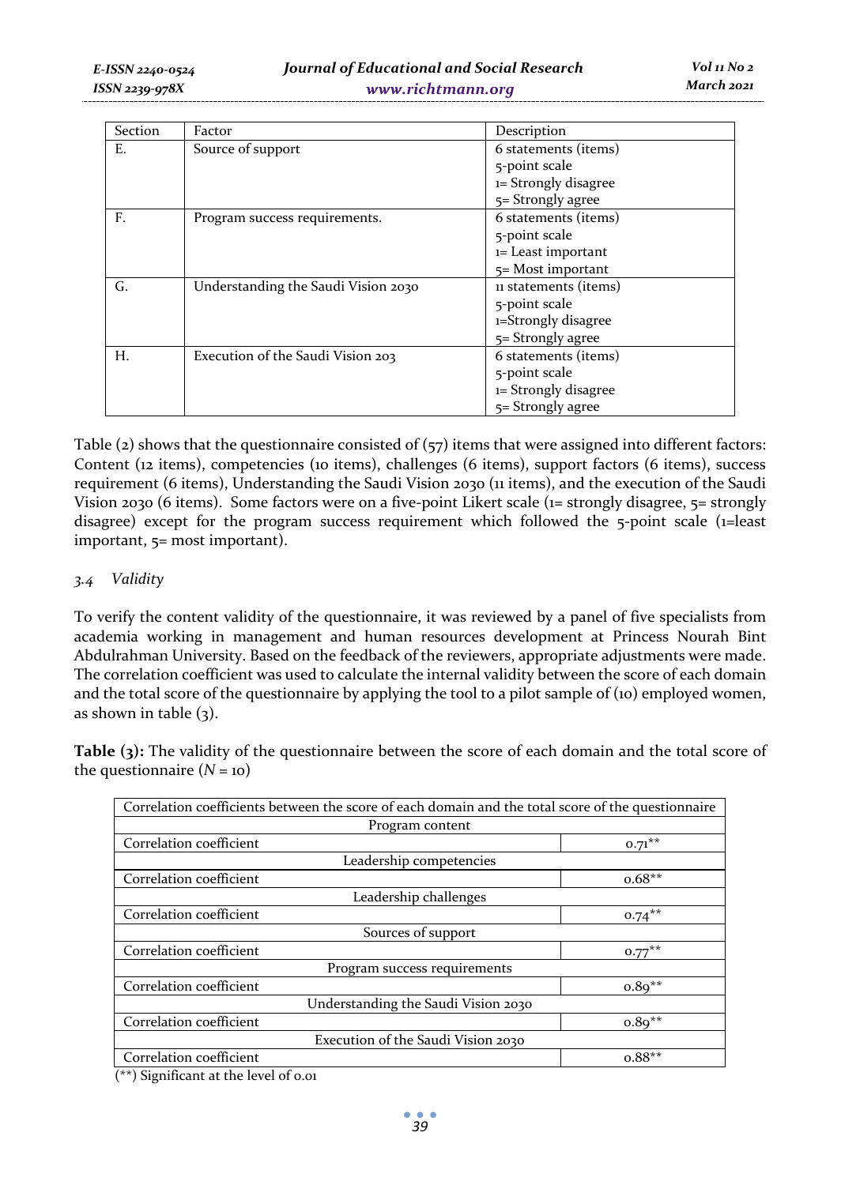| Section | Factor | Description |
|---|---|---|
| E. | Source of support | 6 statements (items)<br>5-point scale<br>1= Strongly disagree<br>5= Strongly agree |
| F. | Program success requirements. | 6 statements (items)<br>5-point scale<br>1= Least important<br>5= Most important |
| G. | Understanding the Saudi Vision 2030 | 11 statements (items)<br>5-point scale<br>1=Strongly disagree<br>5= Strongly agree |
| H. | Execution of the Saudi Vision 203 | 6 statements (items)<br>5-point scale<br>1= Strongly disagree<br>5= Strongly agree |

Table (2) shows that the questionnaire consisted of (57) items that were assigned into different factors: Content (12 items), competencies (10 items), challenges (6 items), support factors (6 items), success requirement (6 items), Understanding the Saudi Vision 2030 (11 items), and the execution of the Saudi Vision 2030 (6 items). Some factors were on a five-point Likert scale (1= strongly disagree, 5= strongly disagree) except for the program success requirement which followed the 5-point scale (1=least important, 5= most important).

### *3.4 Validity*

To verify the content validity of the questionnaire, it was reviewed by a panel of five specialists from academia working in management and human resources development at Princess Nourah Bint Abdulrahman University. Based on the feedback of the reviewers, appropriate adjustments were made. The correlation coefficient was used to calculate the internal validity between the score of each domain and the total score of the questionnaire by applying the tool to a pilot sample of (10) employed women, as shown in table (3).

**Table (3):** The validity of the questionnaire between the score of each domain and the total score of the questionnaire ($N = 10$)

| Correlation coefficients between the score of each domain and the total score of the questionnaire | |
|---|---|
| Program content | |
| Correlation coefficient | 0.71** |
| Leadership competencies | |
| Correlation coefficient | 0.68** |
| Leadership challenges | |
| Correlation coefficient | 0.74** |
| Sources of support | |
| Correlation coefficient | 0.77** |
| Program success requirements | |
| Correlation coefficient | 0.89** |
| Understanding the Saudi Vision 2030 | |
| Correlation coefficient | 0.89** |
| Execution of the Saudi Vision 2030 | |
| Correlation coefficient | 0.88** |

(**) Significant at the level of 0.01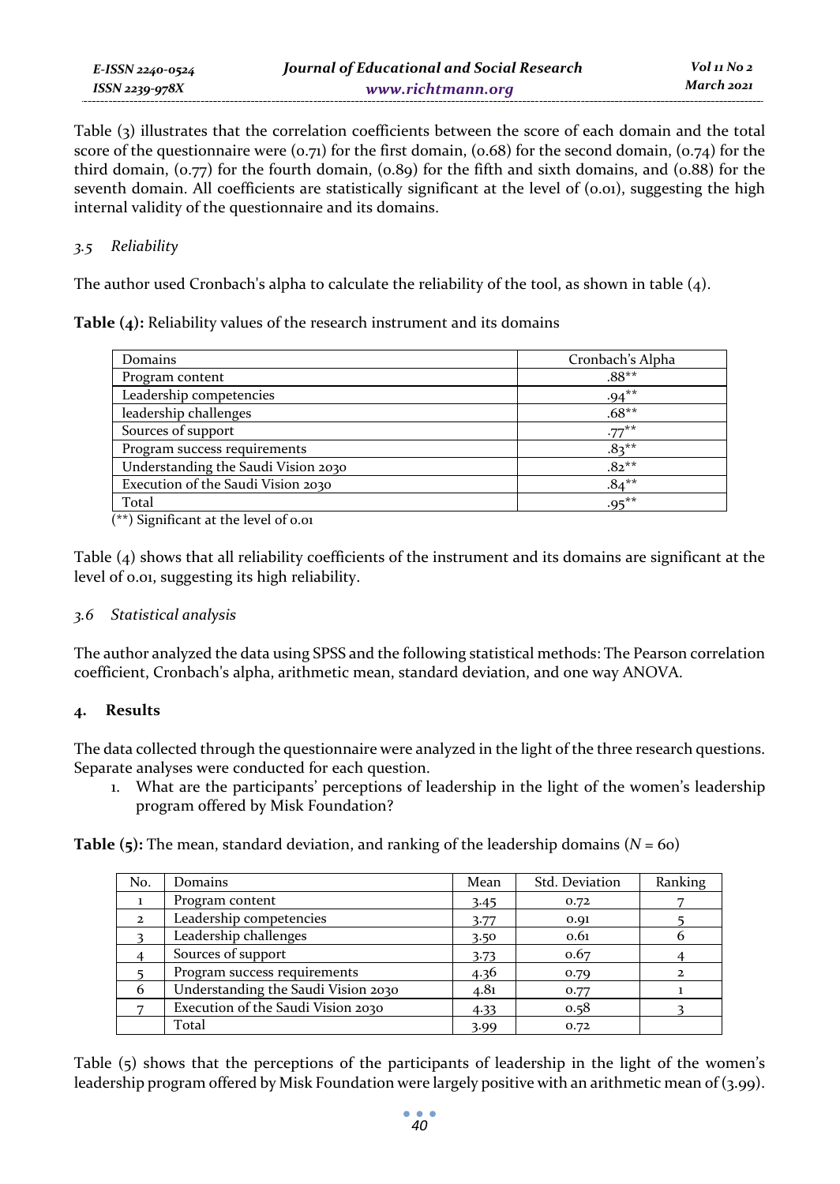Table (3) illustrates that the correlation coefficients between the score of each domain and the total score of the questionnaire were (0.71) for the first domain, (0.68) for the second domain, (0.74) for the third domain, (0.77) for the fourth domain, (0.89) for the fifth and sixth domains, and (0.88) for the seventh domain. All coefficients are statistically significant at the level of (0.01), suggesting the high internal validity of the questionnaire and its domains.

### 3.5 *Reliability*

The author used Cronbach's alpha to calculate the reliability of the tool, as shown in table (4).

**Table (4):** Reliability values of the research instrument and its domains

| Domains | Cronbach's Alpha |
|---|---|
| Program content | .88** |
| Leadership competencies | .94** |
| leadership challenges | .68** |
| Sources of support | .77** |
| Program success requirements | .83** |
| Understanding the Saudi Vision 2030 | .82** |
| Execution of the Saudi Vision 2030 | .84** |
| Total | .95** |

(**) Significant at the level of 0.01

Table (4) shows that all reliability coefficients of the instrument and its domains are significant at the level of 0.01, suggesting its high reliability.

### 3.6 *Statistical analysis*

The author analyzed the data using SPSS and the following statistical methods: The Pearson correlation coefficient, Cronbach's alpha, arithmetic mean, standard deviation, and one way ANOVA.

## 4. Results

The data collected through the questionnaire were analyzed in the light of the three research questions. Separate analyses were conducted for each question.

1. What are the participants' perceptions of leadership in the light of the women's leadership program offered by Misk Foundation?

**Table (5):** The mean, standard deviation, and ranking of the leadership domains ($N = 60$)

| No. | Domains | Mean | Std. Deviation | Ranking |
|---|---|---|---|---|
| 1 | Program content | 3.45 | 0.72 | 7 |
| 2 | Leadership competencies | 3.77 | 0.91 | 5 |
| 3 | Leadership challenges | 3.50 | 0.61 | 6 |
| 4 | Sources of support | 3.73 | 0.67 | 4 |
| 5 | Program success requirements | 4.36 | 0.79 | 2 |
| 6 | Understanding the Saudi Vision 2030 | 4.81 | 0.77 | 1 |
| 7 | Execution of the Saudi Vision 2030 | 4.33 | 0.58 | 3 |
| | Total | 3.99 | 0.72 | |

Table (5) shows that the perceptions of the participants of leadership in the light of the women's leadership program offered by Misk Foundation were largely positive with an arithmetic mean of (3.99).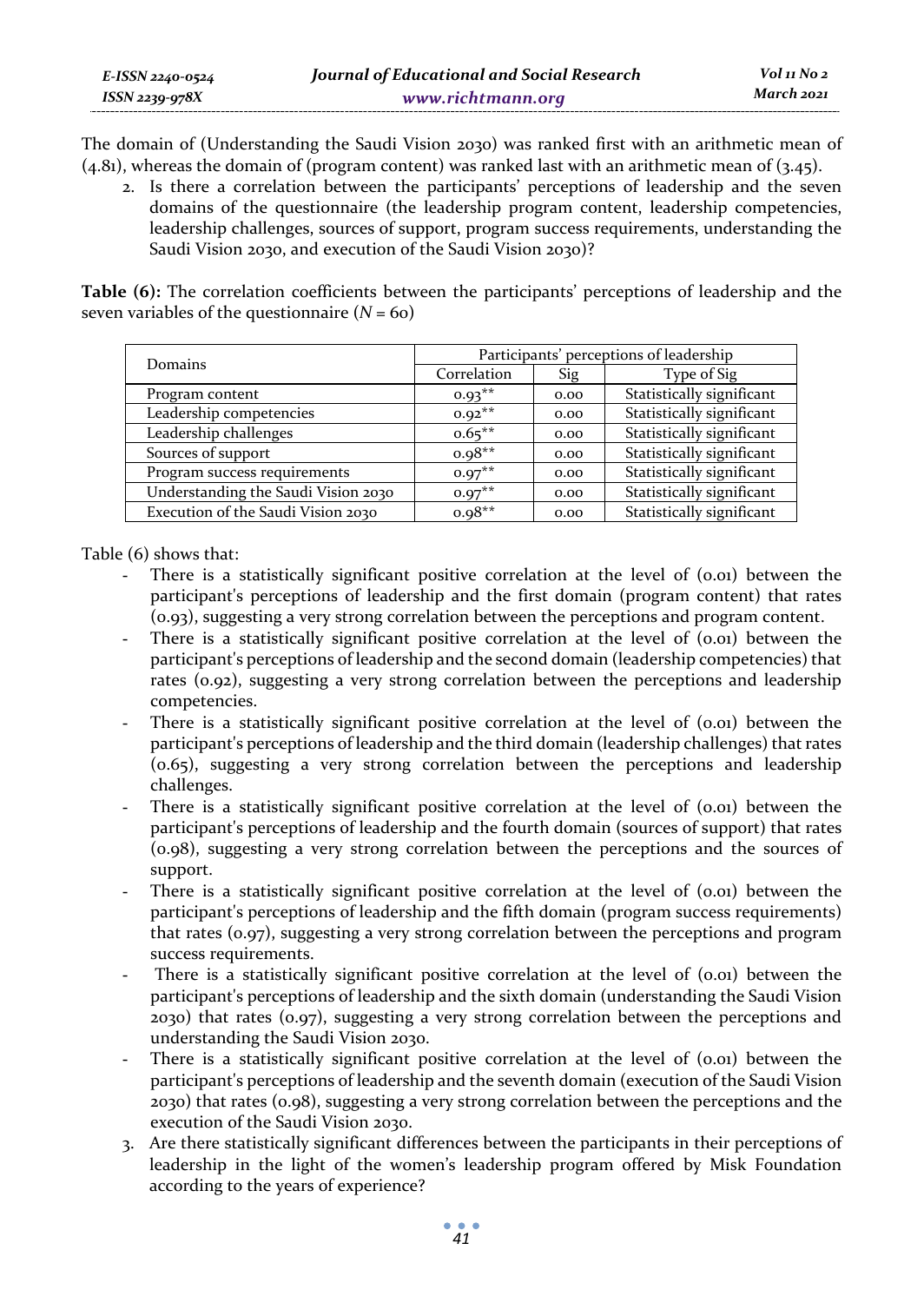The domain of (Understanding the Saudi Vision 2030) was ranked first with an arithmetic mean of (4.81), whereas the domain of (program content) was ranked last with an arithmetic mean of (3.45).

2. Is there a correlation between the participants' perceptions of leadership and the seven domains of the questionnaire (the leadership program content, leadership competencies, leadership challenges, sources of support, program success requirements, understanding the Saudi Vision 2030, and execution of the Saudi Vision 2030)?

**Table (6):** The correlation coefficients between the participants' perceptions of leadership and the seven variables of the questionnaire (*N* = 60)

| Domains | Participants' perceptions of leadership | | |
|---|---|---|---|
| | Correlation | Sig | Type of Sig |
| Program content | 0.93** | 0.00 | Statistically significant |
| Leadership competencies | 0.92** | 0.00 | Statistically significant |
| Leadership challenges | 0.65** | 0.00 | Statistically significant |
| Sources of support | 0.98** | 0.00 | Statistically significant |
| Program success requirements | 0.97** | 0.00 | Statistically significant |
| Understanding the Saudi Vision 2030 | 0.97** | 0.00 | Statistically significant |
| Execution of the Saudi Vision 2030 | 0.98** | 0.00 | Statistically significant |

Table (6) shows that:

- There is a statistically significant positive correlation at the level of (0.01) between the participant's perceptions of leadership and the first domain (program content) that rates (0.93), suggesting a very strong correlation between the perceptions and program content.
- There is a statistically significant positive correlation at the level of (0.01) between the participant's perceptions of leadership and the second domain (leadership competencies) that rates (0.92), suggesting a very strong correlation between the perceptions and leadership competencies.
- There is a statistically significant positive correlation at the level of (0.01) between the participant's perceptions of leadership and the third domain (leadership challenges) that rates (0.65), suggesting a very strong correlation between the perceptions and leadership challenges.
- There is a statistically significant positive correlation at the level of (0.01) between the participant's perceptions of leadership and the fourth domain (sources of support) that rates (0.98), suggesting a very strong correlation between the perceptions and the sources of support.
- There is a statistically significant positive correlation at the level of (0.01) between the participant's perceptions of leadership and the fifth domain (program success requirements) that rates (0.97), suggesting a very strong correlation between the perceptions and program success requirements.
- There is a statistically significant positive correlation at the level of (0.01) between the participant's perceptions of leadership and the sixth domain (understanding the Saudi Vision 2030) that rates (0.97), suggesting a very strong correlation between the perceptions and understanding the Saudi Vision 2030.
- There is a statistically significant positive correlation at the level of (0.01) between the participant's perceptions of leadership and the seventh domain (execution of the Saudi Vision 2030) that rates (0.98), suggesting a very strong correlation between the perceptions and the execution of the Saudi Vision 2030.

3. Are there statistically significant differences between the participants in their perceptions of leadership in the light of the women's leadership program offered by Misk Foundation according to the years of experience?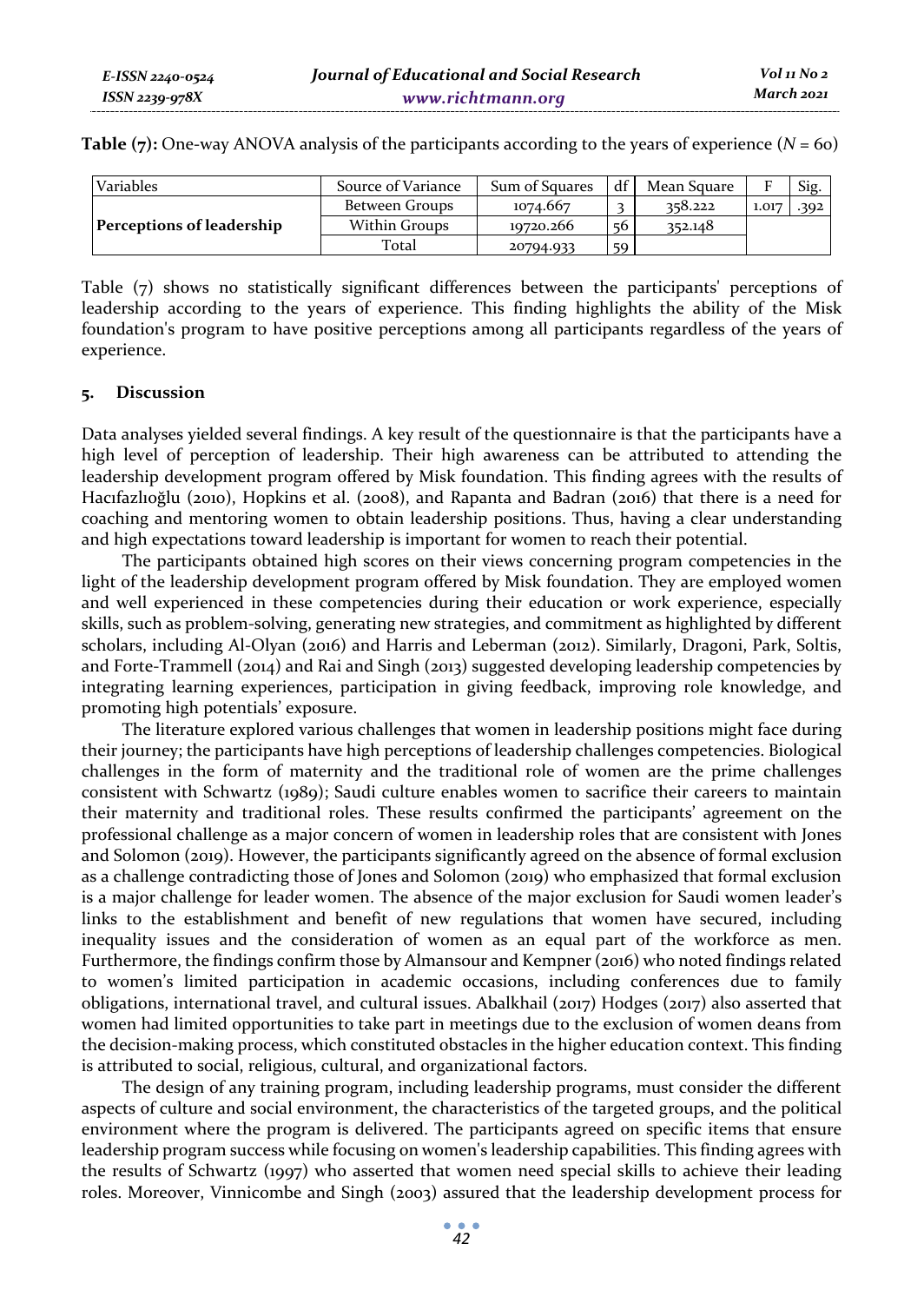**Table (7):** One-way ANOVA analysis of the participants according to the years of experience (*N* = 60)

| Variables | Source of Variance | Sum of Squares | df | Mean Square | F | Sig. |
|---|---|---|---|---|---|---|
| **Perceptions of leadership** | Between Groups | 1074.667 | 3 | 358.222 | 1.017 | .392 |
| | Within Groups | 19720.266 | 56 | 352.148 | | |
| | Total | 20794.933 | 59 | | | |

Table (7) shows no statistically significant differences between the participants' perceptions of leadership according to the years of experience. This finding highlights the ability of the Misk foundation's program to have positive perceptions among all participants regardless of the years of experience.

## 5. Discussion

Data analyses yielded several findings. A key result of the questionnaire is that the participants have a high level of perception of leadership. Their high awareness can be attributed to attending the leadership development program offered by Misk foundation. This finding agrees with the results of Hacıfazlıoğlu (2010), Hopkins et al. (2008), and Rapanta and Badran (2016) that there is a need for coaching and mentoring women to obtain leadership positions. Thus, having a clear understanding and high expectations toward leadership is important for women to reach their potential.

The participants obtained high scores on their views concerning program competencies in the light of the leadership development program offered by Misk foundation. They are employed women and well experienced in these competencies during their education or work experience, especially skills, such as problem-solving, generating new strategies, and commitment as highlighted by different scholars, including Al-Olyan (2016) and Harris and Leberman (2012). Similarly, Dragoni, Park, Soltis, and Forte-Trammell (2014) and Rai and Singh (2013) suggested developing leadership competencies by integrating learning experiences, participation in giving feedback, improving role knowledge, and promoting high potentials' exposure.

The literature explored various challenges that women in leadership positions might face during their journey; the participants have high perceptions of leadership challenges competencies. Biological challenges in the form of maternity and the traditional role of women are the prime challenges consistent with Schwartz (1989); Saudi culture enables women to sacrifice their careers to maintain their maternity and traditional roles. These results confirmed the participants' agreement on the professional challenge as a major concern of women in leadership roles that are consistent with Jones and Solomon (2019). However, the participants significantly agreed on the absence of formal exclusion as a challenge contradicting those of Jones and Solomon (2019) who emphasized that formal exclusion is a major challenge for leader women. The absence of the major exclusion for Saudi women leader's links to the establishment and benefit of new regulations that women have secured, including inequality issues and the consideration of women as an equal part of the workforce as men. Furthermore, the findings confirm those by Almansour and Kempner (2016) who noted findings related to women's limited participation in academic occasions, including conferences due to family obligations, international travel, and cultural issues. Abalkhail (2017) Hodges (2017) also asserted that women had limited opportunities to take part in meetings due to the exclusion of women deans from the decision-making process, which constituted obstacles in the higher education context. This finding is attributed to social, religious, cultural, and organizational factors.

The design of any training program, including leadership programs, must consider the different aspects of culture and social environment, the characteristics of the targeted groups, and the political environment where the program is delivered. The participants agreed on specific items that ensure leadership program success while focusing on women's leadership capabilities. This finding agrees with the results of Schwartz (1997) who asserted that women need special skills to achieve their leading roles. Moreover, Vinnicombe and Singh (2003) assured that the leadership development process for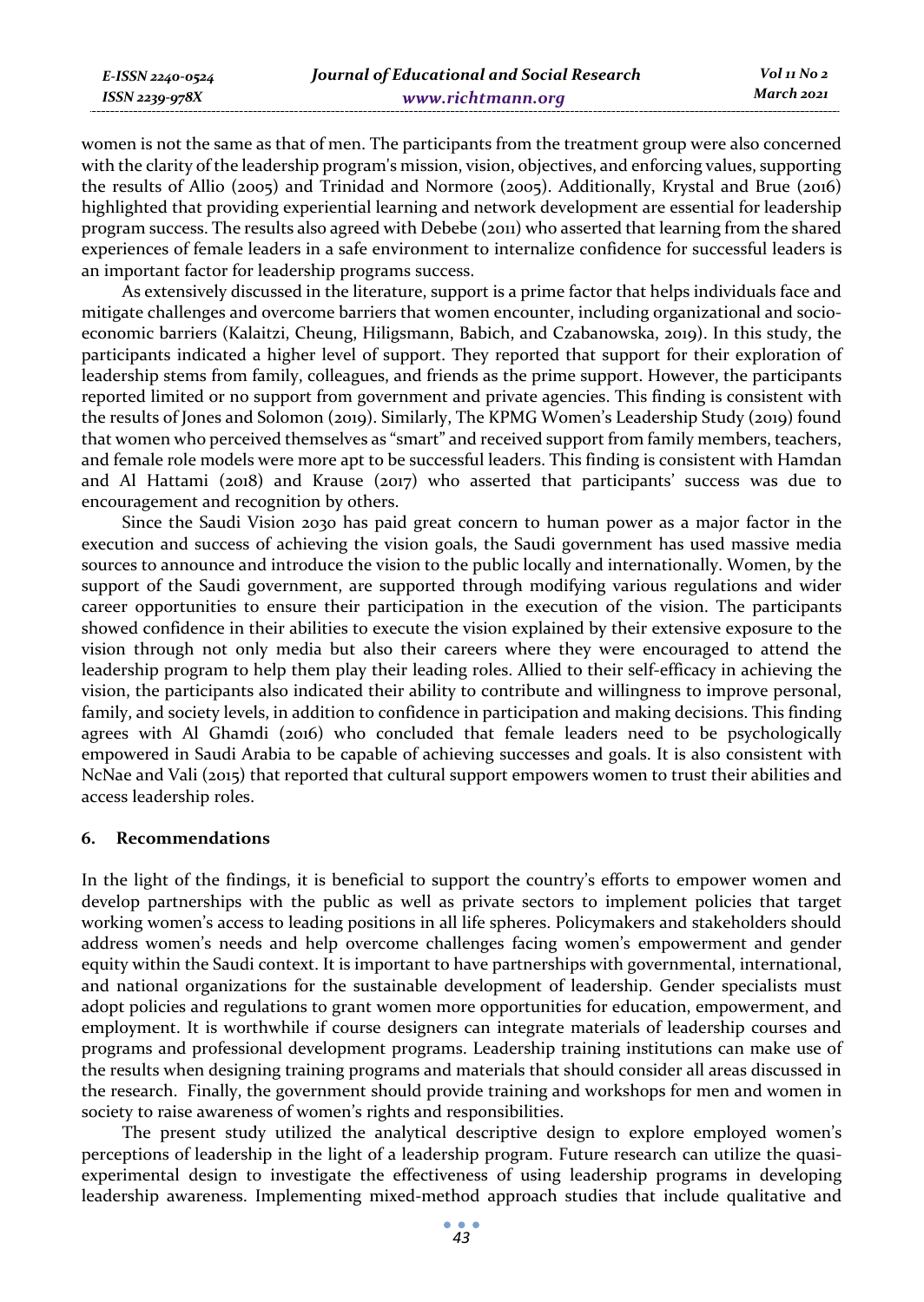women is not the same as that of men. The participants from the treatment group were also concerned with the clarity of the leadership program's mission, vision, objectives, and enforcing values, supporting the results of Allio (2005) and Trinidad and Normore (2005). Additionally, Krystal and Brue (2016) highlighted that providing experiential learning and network development are essential for leadership program success. The results also agreed with Debebe (2011) who asserted that learning from the shared experiences of female leaders in a safe environment to internalize confidence for successful leaders is an important factor for leadership programs success.

As extensively discussed in the literature, support is a prime factor that helps individuals face and mitigate challenges and overcome barriers that women encounter, including organizational and socio-economic barriers (Kalaitzi, Cheung, Hiligsmann, Babich, and Czabanowska, 2019). In this study, the participants indicated a higher level of support. They reported that support for their exploration of leadership stems from family, colleagues, and friends as the prime support. However, the participants reported limited or no support from government and private agencies. This finding is consistent with the results of Jones and Solomon (2019). Similarly, The KPMG Women's Leadership Study (2019) found that women who perceived themselves as "smart" and received support from family members, teachers, and female role models were more apt to be successful leaders. This finding is consistent with Hamdan and Al Hattami (2018) and Krause (2017) who asserted that participants' success was due to encouragement and recognition by others.

Since the Saudi Vision 2030 has paid great concern to human power as a major factor in the execution and success of achieving the vision goals, the Saudi government has used massive media sources to announce and introduce the vision to the public locally and internationally. Women, by the support of the Saudi government, are supported through modifying various regulations and wider career opportunities to ensure their participation in the execution of the vision. The participants showed confidence in their abilities to execute the vision explained by their extensive exposure to the vision through not only media but also their careers where they were encouraged to attend the leadership program to help them play their leading roles. Allied to their self-efficacy in achieving the vision, the participants also indicated their ability to contribute and willingness to improve personal, family, and society levels, in addition to confidence in participation and making decisions. This finding agrees with Al Ghamdi (2016) who concluded that female leaders need to be psychologically empowered in Saudi Arabia to be capable of achieving successes and goals. It is also consistent with NcNae and Vali (2015) that reported that cultural support empowers women to trust their abilities and access leadership roles.

## 6. Recommendations

In the light of the findings, it is beneficial to support the country's efforts to empower women and develop partnerships with the public as well as private sectors to implement policies that target working women's access to leading positions in all life spheres. Policymakers and stakeholders should address women's needs and help overcome challenges facing women's empowerment and gender equity within the Saudi context. It is important to have partnerships with governmental, international, and national organizations for the sustainable development of leadership. Gender specialists must adopt policies and regulations to grant women more opportunities for education, empowerment, and employment. It is worthwhile if course designers can integrate materials of leadership courses and programs and professional development programs. Leadership training institutions can make use of the results when designing training programs and materials that should consider all areas discussed in the research. Finally, the government should provide training and workshops for men and women in society to raise awareness of women's rights and responsibilities.

The present study utilized the analytical descriptive design to explore employed women's perceptions of leadership in the light of a leadership program. Future research can utilize the quasi-experimental design to investigate the effectiveness of using leadership programs in developing leadership awareness. Implementing mixed-method approach studies that include qualitative and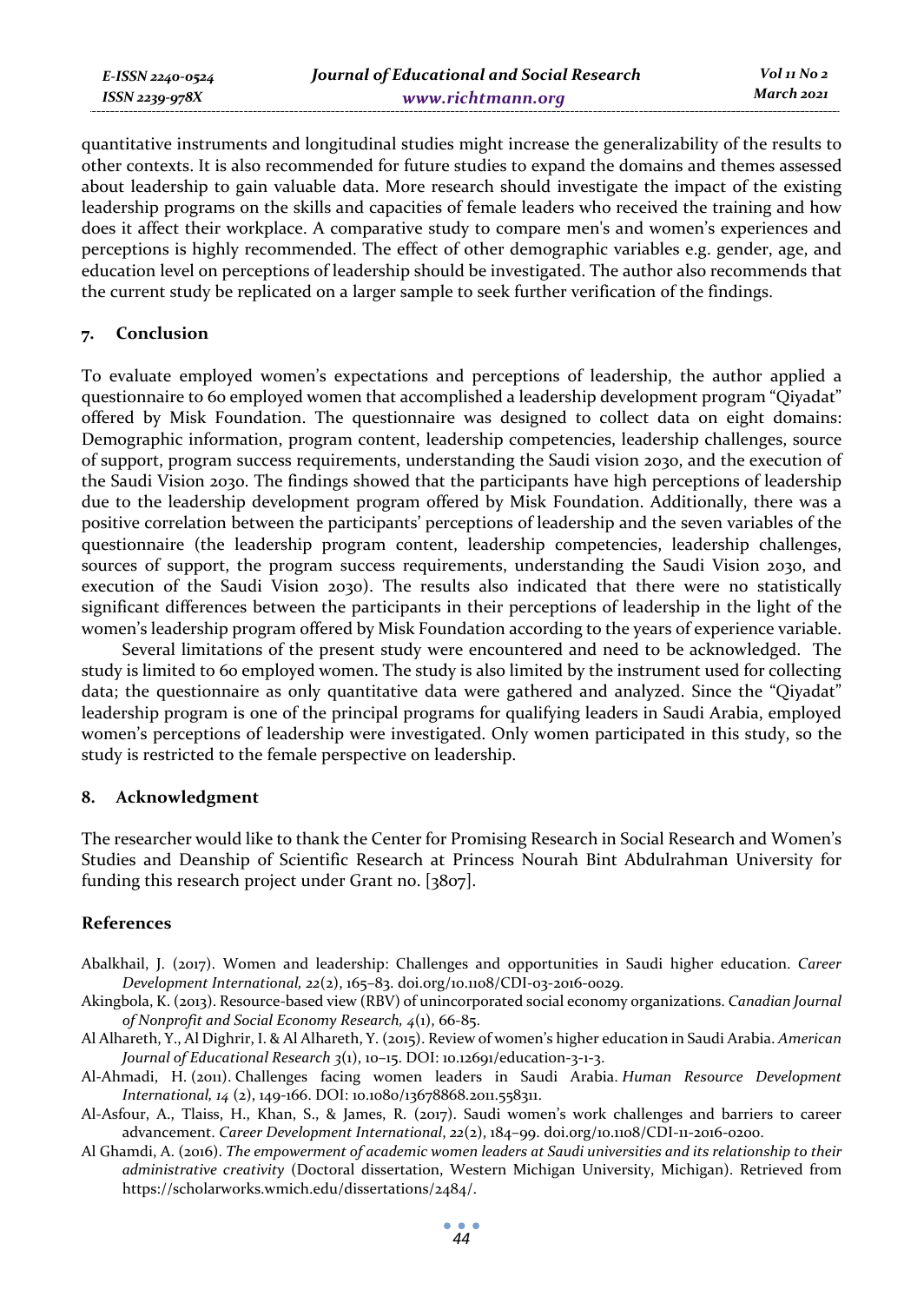quantitative instruments and longitudinal studies might increase the generalizability of the results to other contexts. It is also recommended for future studies to expand the domains and themes assessed about leadership to gain valuable data. More research should investigate the impact of the existing leadership programs on the skills and capacities of female leaders who received the training and how does it affect their workplace. A comparative study to compare men's and women's experiences and perceptions is highly recommended. The effect of other demographic variables e.g. gender, age, and education level on perceptions of leadership should be investigated. The author also recommends that the current study be replicated on a larger sample to seek further verification of the findings.

## 7. Conclusion

To evaluate employed women's expectations and perceptions of leadership, the author applied a questionnaire to 60 employed women that accomplished a leadership development program "Qiyadat" offered by Misk Foundation. The questionnaire was designed to collect data on eight domains: Demographic information, program content, leadership competencies, leadership challenges, source of support, program success requirements, understanding the Saudi vision 2030, and the execution of the Saudi Vision 2030. The findings showed that the participants have high perceptions of leadership due to the leadership development program offered by Misk Foundation. Additionally, there was a positive correlation between the participants' perceptions of leadership and the seven variables of the questionnaire (the leadership program content, leadership competencies, leadership challenges, sources of support, the program success requirements, understanding the Saudi Vision 2030, and execution of the Saudi Vision 2030). The results also indicated that there were no statistically significant differences between the participants in their perceptions of leadership in the light of the women's leadership program offered by Misk Foundation according to the years of experience variable.

Several limitations of the present study were encountered and need to be acknowledged. The study is limited to 60 employed women. The study is also limited by the instrument used for collecting data; the questionnaire as only quantitative data were gathered and analyzed. Since the "Qiyadat" leadership program is one of the principal programs for qualifying leaders in Saudi Arabia, employed women's perceptions of leadership were investigated. Only women participated in this study, so the study is restricted to the female perspective on leadership.

## 8. Acknowledgment

The researcher would like to thank the Center for Promising Research in Social Research and Women's Studies and Deanship of Scientific Research at Princess Nourah Bint Abdulrahman University for funding this research project under Grant no. [3807].

## References

Abalkhail, J. (2017). Women and leadership: Challenges and opportunities in Saudi higher education. *Career Development International, 22*(2), 165–83. doi.org/10.1108/CDI-03-2016-0029.

Akingbola, K. (2013). Resource-based view (RBV) of unincorporated social economy organizations. *Canadian Journal of Nonprofit and Social Economy Research, 4*(1), 66-85.

Al Alhareth, Y., Al Dighrir, I. & Al Alhareth, Y. (2015). Review of women's higher education in Saudi Arabia. *American Journal of Educational Research 3*(1), 10–15. DOI: 10.12691/education-3-1-3.

Al-Ahmadi, H. (2011). Challenges facing women leaders in Saudi Arabia. *Human Resource Development International, 14* (2), 149-166. DOI: 10.1080/13678868.2011.558311.

Al-Asfour, A., Tlaiss, H., Khan, S., & James, R. (2017). Saudi women's work challenges and barriers to career advancement. *Career Development International*, *22*(2), 184–99. doi.org/10.1108/CDI-11-2016-0200.

Al Ghamdi, A. (2016). *The empowerment of academic women leaders at Saudi universities and its relationship to their administrative creativity* (Doctoral dissertation, Western Michigan University, Michigan). Retrieved from https://scholarworks.wmich.edu/dissertations/2484/.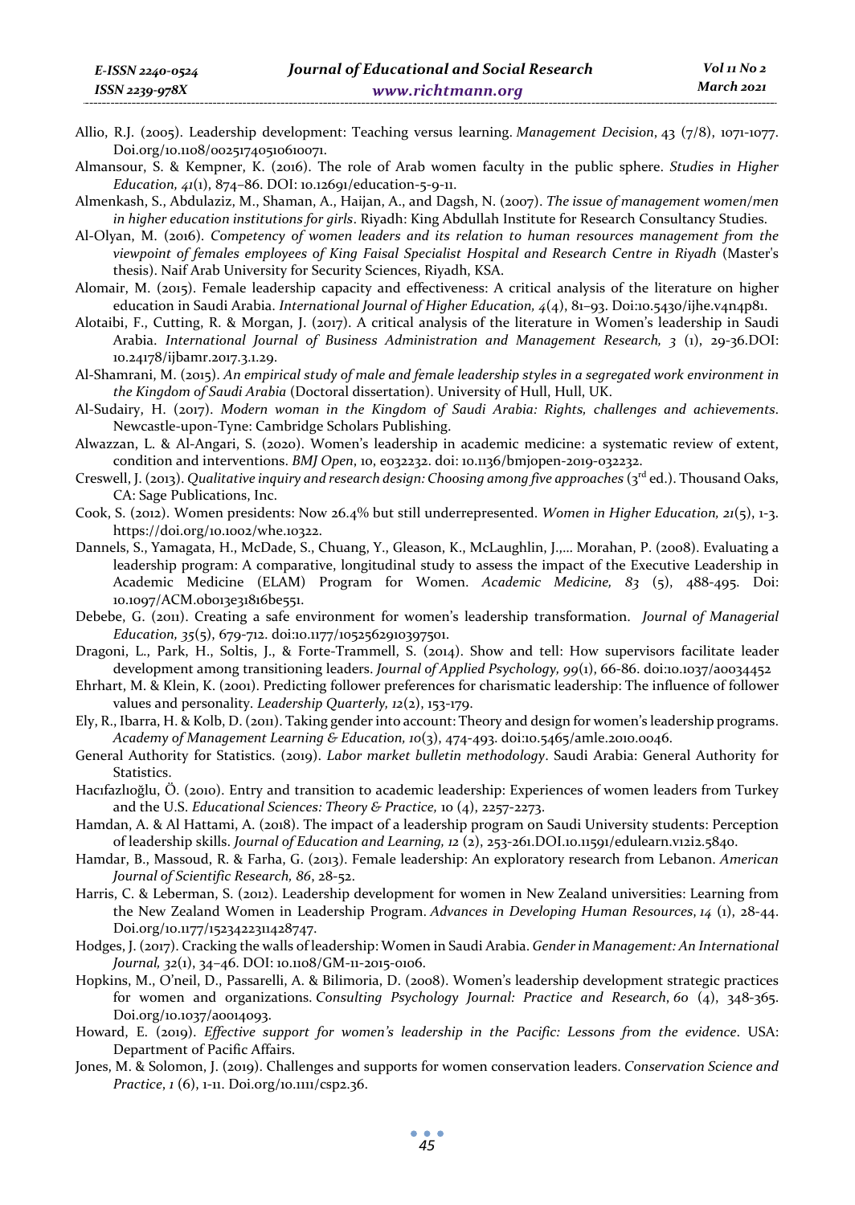Allio, R.J. (2005). Leadership development: Teaching versus learning. *Management Decision*, 43 (7/8), 1071-1077. Doi.org/10.1108/00251740510610071.

Almansour, S. & Kempner, K. (2016). The role of Arab women faculty in the public sphere. *Studies in Higher Education, 41*(1), 874–86. DOI: 10.12691/education-5-9-11.

Almenkash, S., Abdulaziz, M., Shaman, A., Haijan, A., and Dagsh, N. (2007). *The issue of management women/men in higher education institutions for girls*. Riyadh: King Abdullah Institute for Research Consultancy Studies.

Al-Olyan, M. (2016). *Competency of women leaders and its relation to human resources management from the viewpoint of females employees of King Faisal Specialist Hospital and Research Centre in Riyadh* (Master's thesis). Naif Arab University for Security Sciences, Riyadh, KSA.

Alomair, M. (2015). Female leadership capacity and effectiveness: A critical analysis of the literature on higher education in Saudi Arabia. *International Journal of Higher Education, 4*(4), 81–93. Doi:10.5430/ijhe.v4n4p81.

Alotaibi, F., Cutting, R. & Morgan, J. (2017). A critical analysis of the literature in Women's leadership in Saudi Arabia. *International Journal of Business Administration and Management Research, 3* (1), 29-36.DOI: 10.24178/ijbamr.2017.3.1.29.

Al-Shamrani, M. (2015). *An empirical study of male and female leadership styles in a segregated work environment in the Kingdom of Saudi Arabia* (Doctoral dissertation). University of Hull, Hull, UK.

Al-Sudairy, H. (2017). *Modern woman in the Kingdom of Saudi Arabia: Rights, challenges and achievements*. Newcastle-upon-Tyne: Cambridge Scholars Publishing.

Alwazzan, L. & Al-Angari, S. (2020). Women's leadership in academic medicine: a systematic review of extent, condition and interventions. *BMJ Open*, 10, e032232. doi: 10.1136/bmjopen-2019-032232.

Creswell, J. (2013). *Qualitative inquiry and research design: Choosing among five approaches* (3rd ed.). Thousand Oaks, CA: Sage Publications, Inc.

Cook, S. (2012). Women presidents: Now 26.4% but still underrepresented. *Women in Higher Education, 21*(5), 1-3. https://doi.org/10.1002/whe.10322.

Dannels, S., Yamagata, H., McDade, S., Chuang, Y., Gleason, K., McLaughlin, J.,... Morahan, P. (2008). Evaluating a leadership program: A comparative, longitudinal study to assess the impact of the Executive Leadership in Academic Medicine (ELAM) Program for Women. *Academic Medicine, 83* (5), 488-495. Doi: 10.1097/ACM.0b013e31816be551.

Debebe, G. (2011). Creating a safe environment for women's leadership transformation. *Journal of Managerial Education, 35*(5), 679-712. doi:10.1177/1052562910397501.

Dragoni, L., Park, H., Soltis, J., & Forte-Trammell, S. (2014). Show and tell: How supervisors facilitate leader development among transitioning leaders. *Journal of Applied Psychology, 99*(1), 66-86. doi:10.1037/a0034452

Ehrhart, M. & Klein, K. (2001). Predicting follower preferences for charismatic leadership: The influence of follower values and personality. *Leadership Quarterly, 12*(2), 153-179.

Ely, R., Ibarra, H. & Kolb, D. (2011). Taking gender into account: Theory and design for women's leadership programs. *Academy of Management Learning & Education, 10*(3), 474-493. doi:10.5465/amle.2010.0046.

General Authority for Statistics. (2019). *Labor market bulletin methodology*. Saudi Arabia: General Authority for Statistics.

Hacıfazlıoğlu, Ö. (2010). Entry and transition to academic leadership: Experiences of women leaders from Turkey and the U.S. *Educational Sciences: Theory & Practice,* 10 (4), 2257-2273.

Hamdan, A. & Al Hattami, A. (2018). The impact of a leadership program on Saudi University students: Perception of leadership skills. *Journal of Education and Learning, 12* (2), 253-261.DOI.10.11591/edulearn.v12i2.5840.

Hamdar, B., Massoud, R. & Farha, G. (2013). Female leadership: An exploratory research from Lebanon. *American Journal of Scientific Research, 86*, 28-52.

Harris, C. & Leberman, S. (2012). Leadership development for women in New Zealand universities: Learning from the New Zealand Women in Leadership Program. *Advances in Developing Human Resources*, *14* (1), 28-44. Doi.org/10.1177/1523422311428747.

Hodges, J. (2017). Cracking the walls of leadership: Women in Saudi Arabia. *Gender in Management: An International Journal, 32*(1), 34–46. DOI: 10.1108/GM-11-2015-0106.

Hopkins, M., O'neil, D., Passarelli, A. & Bilimoria, D. (2008). Women's leadership development strategic practices for women and organizations. *Consulting Psychology Journal: Practice and Research*, *60* (4), 348-365. Doi.org/10.1037/a0014093.

Howard, E. (2019). *Effective support for women's leadership in the Pacific: Lessons from the evidence*. USA: Department of Pacific Affairs.

Jones, M. & Solomon, J. (2019). Challenges and supports for women conservation leaders. *Conservation Science and Practice*, *1* (6), 1-11. Doi.org/10.1111/csp2.36.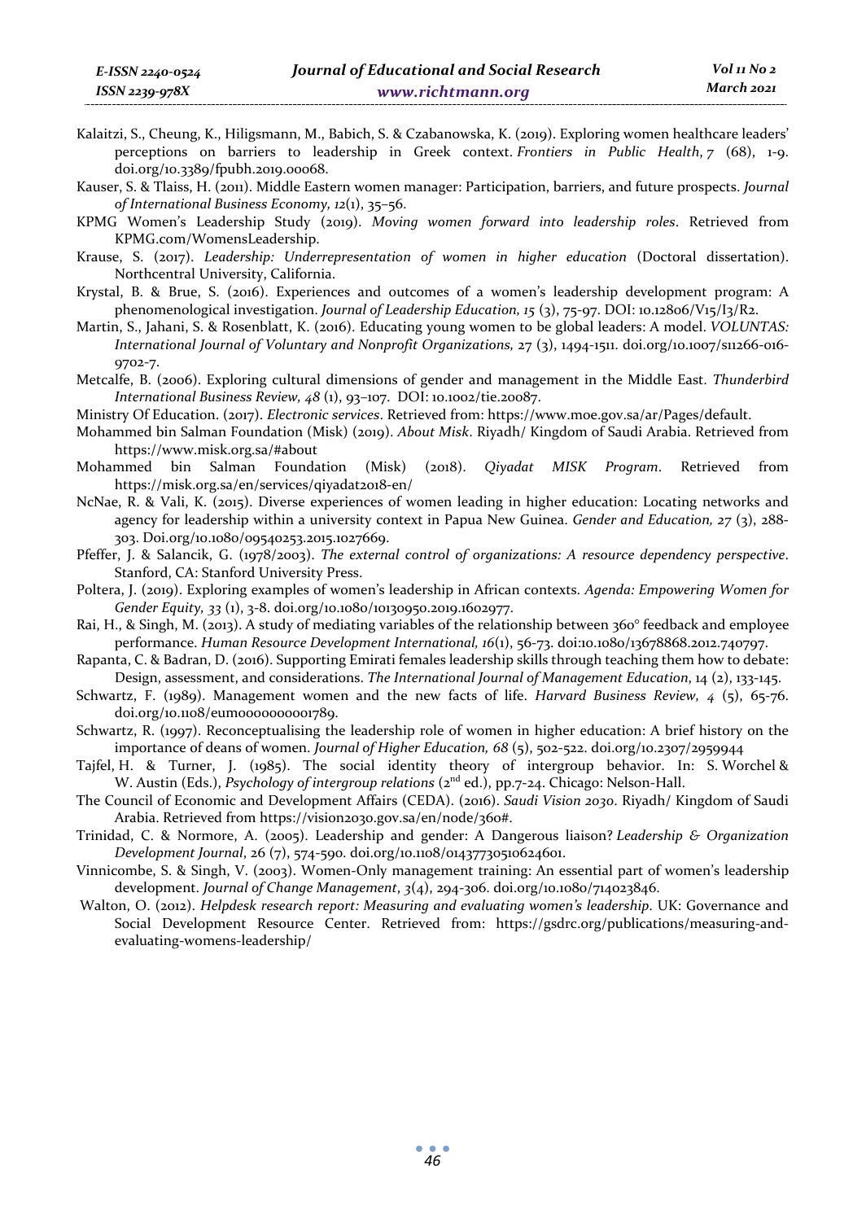Kalaitzi, S., Cheung, K., Hiligsmann, M., Babich, S. & Czabanowska, K. (2019). Exploring women healthcare leaders' perceptions on barriers to leadership in Greek context. *Frontiers in Public Health, 7* (68), 1-9. doi.org/10.3389/fpubh.2019.00068.

Kauser, S. & Tlaiss, H. (2011). Middle Eastern women manager: Participation, barriers, and future prospects. *Journal of International Business Economy, 12*(1), 35–56.

KPMG Women's Leadership Study (2019). *Moving women forward into leadership roles*. Retrieved from KPMG.com/WomensLeadership.

Krause, S. (2017). *Leadership: Underrepresentation of women in higher education* (Doctoral dissertation). Northcentral University, California.

Krystal, B. & Brue, S. (2016). Experiences and outcomes of a women's leadership development program: A phenomenological investigation. *Journal of Leadership Education, 15* (3), 75-97. DOI: 10.12806/V15/I3/R2.

Martin, S., Jahani, S. & Rosenblatt, K. (2016). Educating young women to be global leaders: A model. *VOLUNTAS: International Journal of Voluntary and Nonprofit Organizations,* 27 (3), 1494-1511. doi.org/10.1007/s11266-016-9702-7.

Metcalfe, B. (2006). Exploring cultural dimensions of gender and management in the Middle East. *Thunderbird International Business Review, 48* (1), 93–107. DOI: 10.1002/tie.20087.

Ministry Of Education. (2017). *Electronic services*. Retrieved from: https://www.moe.gov.sa/ar/Pages/default.

Mohammed bin Salman Foundation (Misk) (2019). *About Misk*. Riyadh/ Kingdom of Saudi Arabia. Retrieved from https://www.misk.org.sa/#about

Mohammed bin Salman Foundation (Misk) (2018). *Qiyadat MISK Program*. Retrieved from https://misk.org.sa/en/services/qiyadat2018-en/

NcNae, R. & Vali, K. (2015). Diverse experiences of women leading in higher education: Locating networks and agency for leadership within a university context in Papua New Guinea. *Gender and Education, 27* (3), 288-303. Doi.org/10.1080/09540253.2015.1027669.

Pfeffer, J. & Salancik, G. (1978/2003). *The external control of organizations: A resource dependency perspective*. Stanford, CA: Stanford University Press.

Poltera, J. (2019). Exploring examples of women's leadership in African contexts. *Agenda: Empowering Women for Gender Equity, 33* (1), 3-8. doi.org/10.1080/10130950.2019.1602977.

Rai, H., & Singh, M. (2013). A study of mediating variables of the relationship between 360° feedback and employee performance. *Human Resource Development International, 16*(1), 56-73. doi:10.1080/13678868.2012.740797.

Rapanta, C. & Badran, D. (2016). Supporting Emirati females leadership skills through teaching them how to debate: Design, assessment, and considerations. *The International Journal of Management Education,* 14 (2), 133-145.

Schwartz, F. (1989). Management women and the new facts of life. *Harvard Business Review, 4* (5), 65-76. doi.org/10.1108/eum0000000001789.

Schwartz, R. (1997). Reconceptualising the leadership role of women in higher education: A brief history on the importance of deans of women. *Journal of Higher Education, 68* (5), 502-522. doi.org/10.2307/2959944

Tajfel, H. & Turner, J. (1985). The social identity theory of intergroup behavior. In: S. Worchel & W. Austin (Eds.), *Psychology of intergroup relations* (2nd ed.), pp.7-24. Chicago: Nelson-Hall.

The Council of Economic and Development Affairs (CEDA). (2016). *Saudi Vision 2030*. Riyadh/ Kingdom of Saudi Arabia. Retrieved from https://vision2030.gov.sa/en/node/360#.

Trinidad, C. & Normore, A. (2005). Leadership and gender: A Dangerous liaison? *Leadership & Organization Development Journal,* 26 (7), 574-590. doi.org/10.1108/01437730510624601.

Vinnicombe, S. & Singh, V. (2003). Women-Only management training: An essential part of women's leadership development. *Journal of Change Management*, *3*(4), 294-306. doi.org/10.1080/714023846.

Walton, O. (2012). *Helpdesk research report: Measuring and evaluating women's leadership*. UK: Governance and Social Development Resource Center. Retrieved from: https://gsdrc.org/publications/measuring-and-evaluating-womens-leadership/